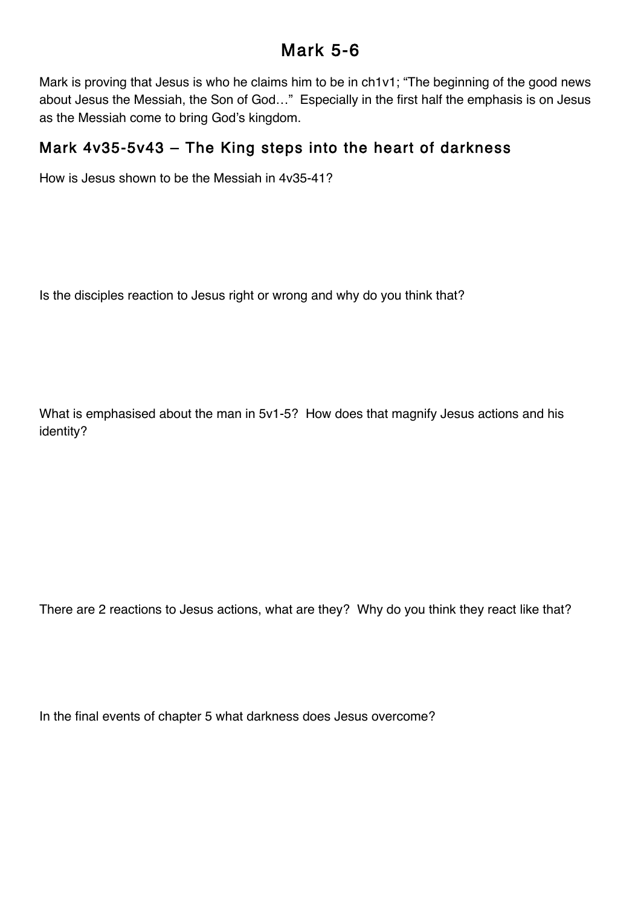# Mark 5-6

Mark is proving that Jesus is who he claims him to be in ch1v1; "The beginning of the good news about Jesus the Messiah, the Son of God…" Especially in the first half the emphasis is on Jesus as the Messiah come to bring God's kingdom.

## Mark 4v35-5v43 – The King steps into the heart of darkness

How is Jesus shown to be the Messiah in 4v35-41?

Is the disciples reaction to Jesus right or wrong and why do you think that?

What is emphasised about the man in 5v1-5? How does that magnify Jesus actions and his identity?

There are 2 reactions to Jesus actions, what are they? Why do you think they react like that?

In the final events of chapter 5 what darkness does Jesus overcome?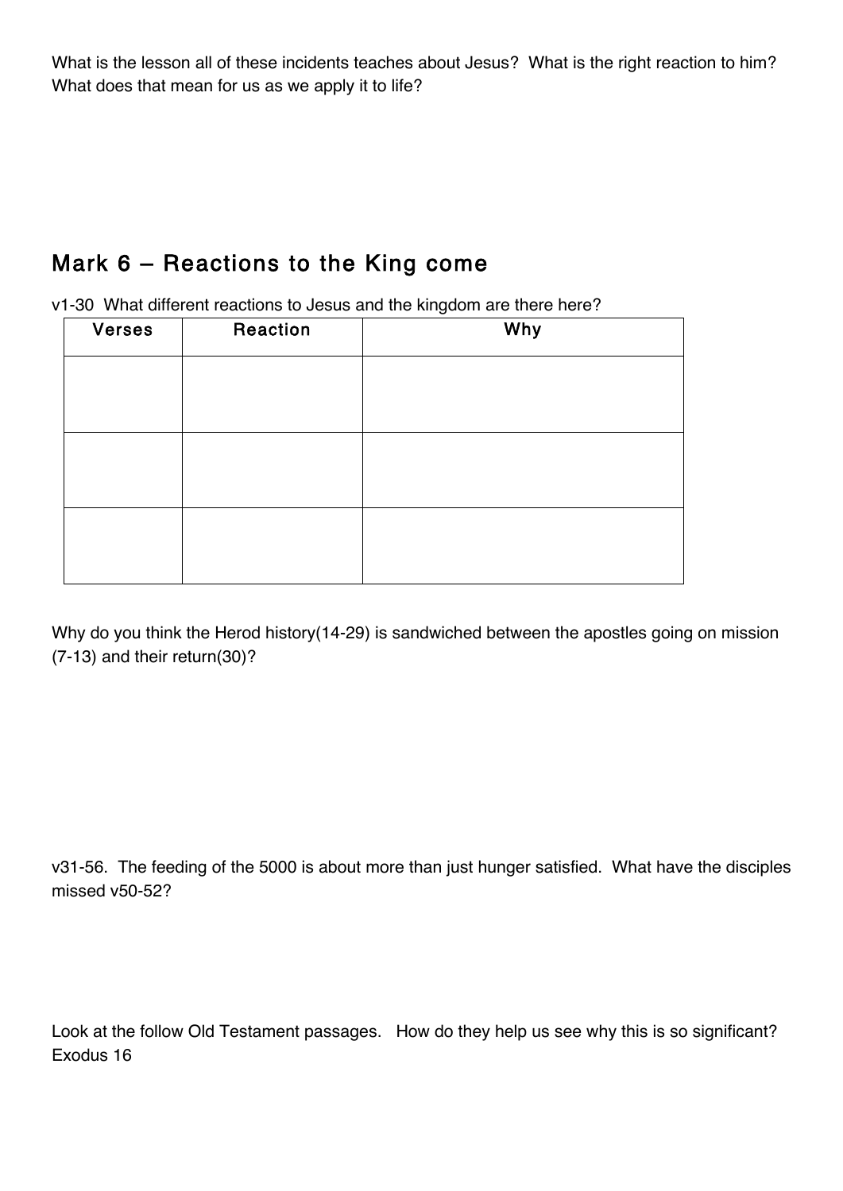What is the lesson all of these incidents teaches about Jesus? What is the right reaction to him? What does that mean for us as we apply it to life?

## Mark 6 – Reactions to the King come

v1-30 What different reactions to Jesus and the kingdom are there here?

| Verses | Reaction | Why |
| --- | --- | --- |
| | | |
| | | |
| | | |

Why do you think the Herod history(14-29) is sandwiched between the apostles going on mission (7-13) and their return(30)?

v31-56. The feeding of the 5000 is about more than just hunger satisfied. What have the disciples missed v50-52?

Look at the follow Old Testament passages. How do they help us see why this is so significant?
Exodus 16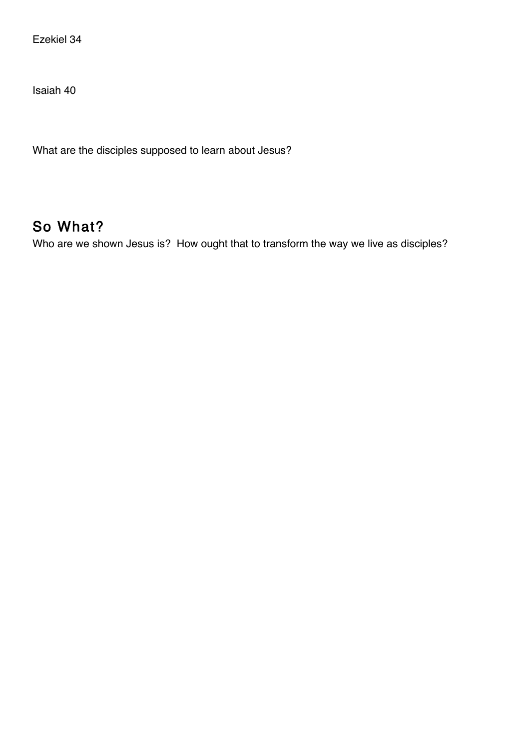Ezekiel 34

Isaiah 40

What are the disciples supposed to learn about Jesus?

## So What?

Who are we shown Jesus is? How ought that to transform the way we live as disciples?